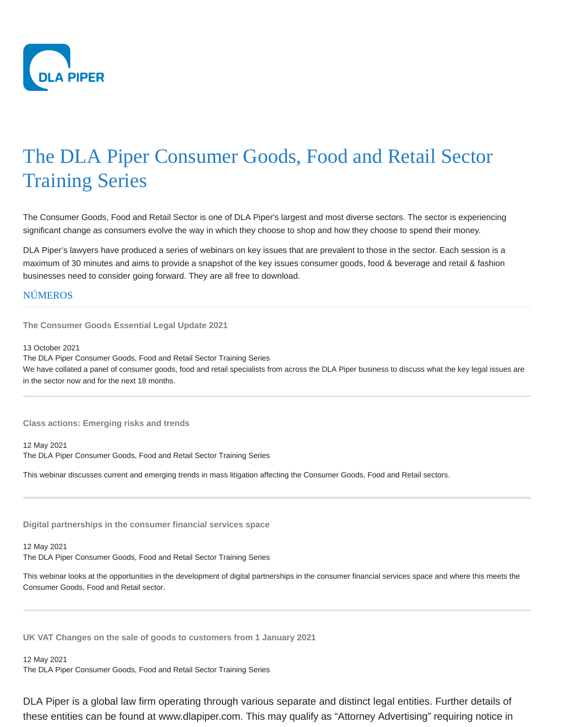# The DLA Piper Consumer Goods, Food and Retail Sector Training Series

The Consumer Goods, Food and Retail Sector is one of DLA Piper's largest and most diverse sectors. The sector is experiencing significant change as consumers evolve the way in which they choose to shop and how they choose to spend their money.

DLA Piper's lawyers have produced a series of webinars on key issues that are prevalent to those in the sector. Each session is a maximum of 30 minutes and aims to provide a snapshot of the key issues consumer goods, food & beverage and retail & fashion businesses need to consider going forward. They are all free to download.

## NÚMEROS

### The Consumer Goods Essential Legal Update 2021

13 October 2021
The DLA Piper Consumer Goods, Food and Retail Sector Training Series
We have collated a panel of consumer goods, food and retail specialists from across the DLA Piper business to discuss what the key legal issues are in the sector now and for the next 18 months.

---

### Class actions: Emerging risks and trends

12 May 2021
The DLA Piper Consumer Goods, Food and Retail Sector Training Series

This webinar discusses current and emerging trends in mass litigation affecting the Consumer Goods, Food and Retail sectors.

---

### Digital partnerships in the consumer financial services space

12 May 2021
The DLA Piper Consumer Goods, Food and Retail Sector Training Series

This webinar looks at the opportunities in the development of digital partnerships in the consumer financial services space and where this meets the Consumer Goods, Food and Retail sector.

---

### UK VAT Changes on the sale of goods to customers from 1 January 2021

12 May 2021
The DLA Piper Consumer Goods, Food and Retail Sector Training Series

DLA Piper is a global law firm operating through various separate and distinct legal entities. Further details of these entities can be found at www.dlapiper.com. This may qualify as "Attorney Advertising" requiring notice in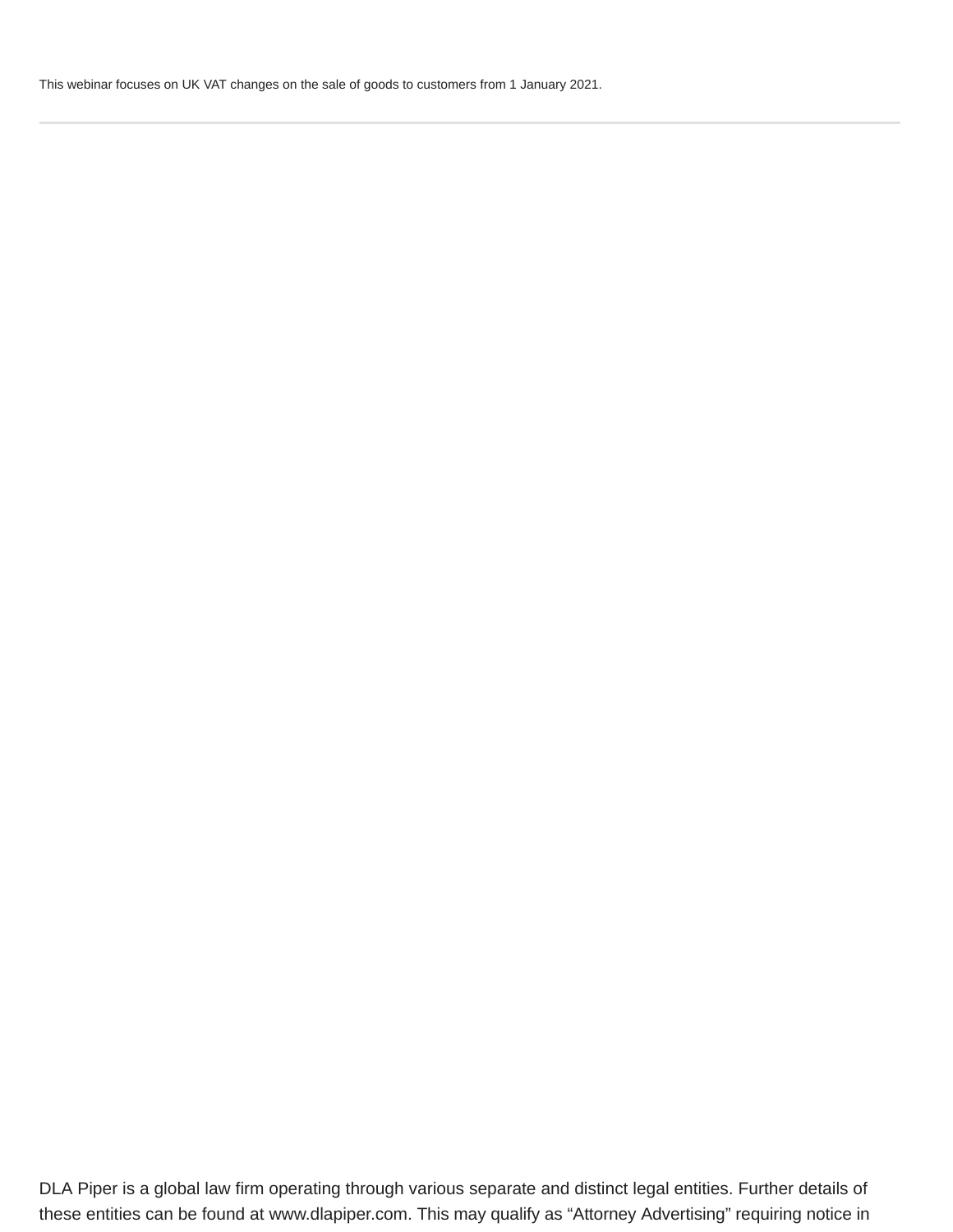This webinar focuses on UK VAT changes on the sale of goods to customers from 1 January 2021.

---

DLA Piper is a global law firm operating through various separate and distinct legal entities. Further details of these entities can be found at www.dlapiper.com. This may qualify as "Attorney Advertising" requiring notice in